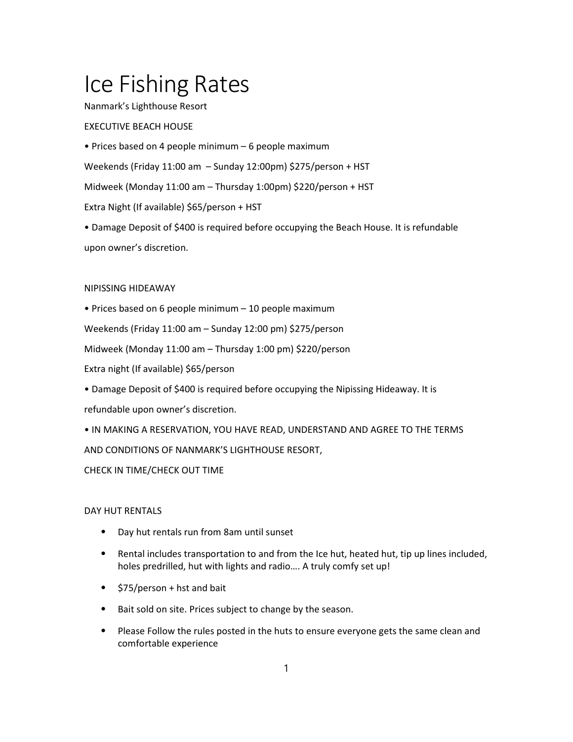# Ice Fishing Rates

Nanmark's Lighthouse Resort

EXECUTIVE BEACH HOUSE

• Prices based on 4 people minimum – 6 people maximum

Weekends (Friday 11:00 am – Sunday 12:00pm) $275/person + HST

Midweek (Monday 11:00 am – Thursday 1:00pm) $220/person + HST

Extra Night (If available) $65/person + HST

• Damage Deposit of $400 is required before occupying the Beach House. It is refundable upon owner's discretion.

NIPISSING HIDEAWAY

• Prices based on 6 people minimum – 10 people maximum

Weekends (Friday 11:00 am – Sunday 12:00 pm) $275/person

Midweek (Monday 11:00 am – Thursday 1:00 pm) $220/person

Extra night (If available) $65/person

• Damage Deposit of $400 is required before occupying the Nipissing Hideaway. It is refundable upon owner's discretion.

• IN MAKING A RESERVATION, YOU HAVE READ, UNDERSTAND AND AGREE TO THE TERMS AND CONDITIONS OF NANMARK'S LIGHTHOUSE RESORT,

CHECK IN TIME/CHECK OUT TIME

DAY HUT RENTALS

- Day hut rentals run from 8am until sunset
- Rental includes transportation to and from the Ice hut, heated hut, tip up lines included, holes predrilled, hut with lights and radio…. A truly comfy set up!
- $75/person + hst and bait
- Bait sold on site. Prices subject to change by the season.
- Please Follow the rules posted in the huts to ensure everyone gets the same clean and comfortable experience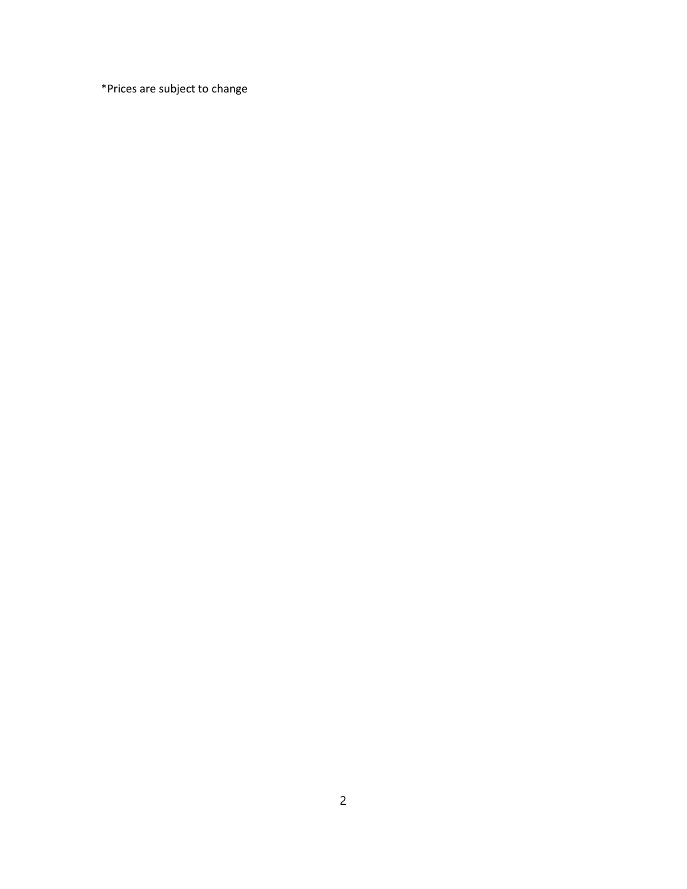*Prices are subject to change